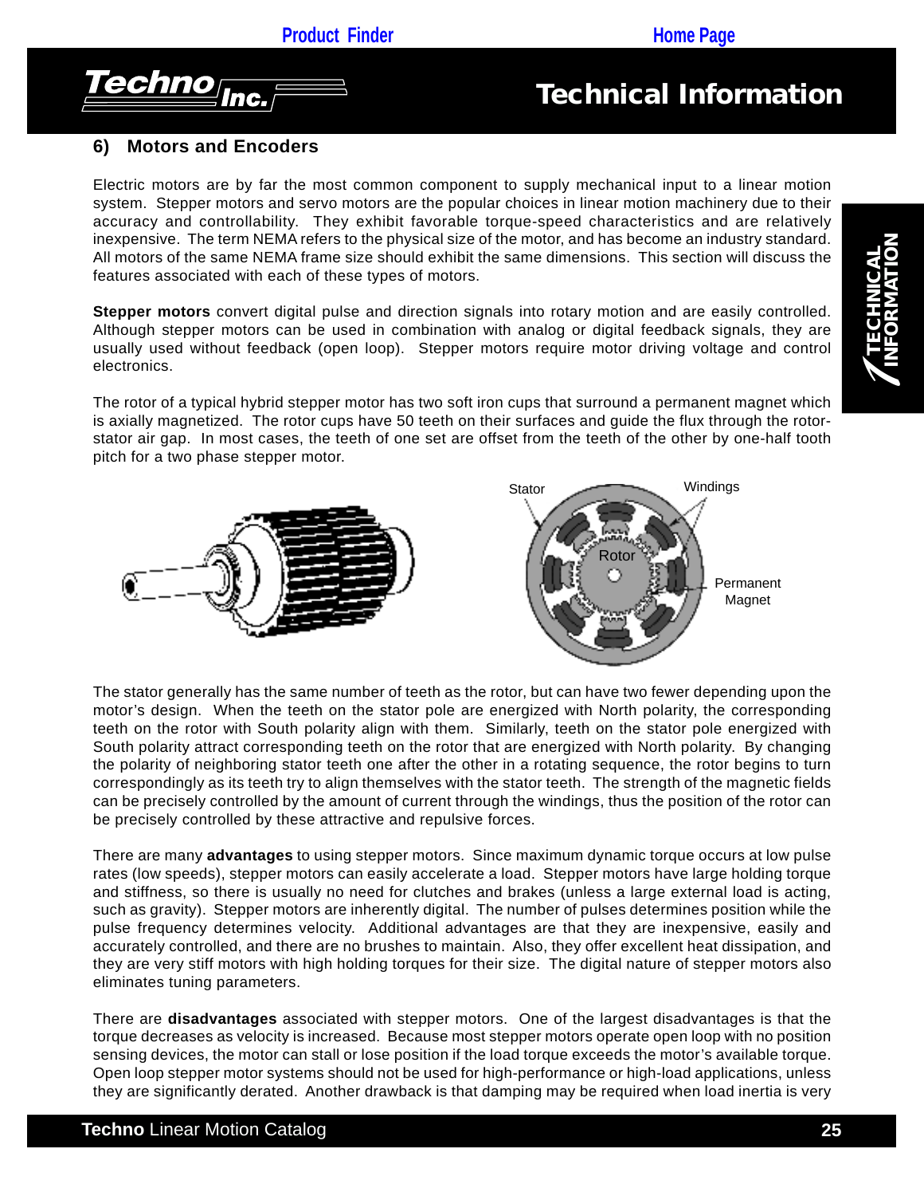## 6) Motors and Encoders

Electric motors are by far the most common component to supply mechanical input to a linear motion system. Stepper motors and servo motors are the popular choices in linear motion machinery due to their accuracy and controllability. They exhibit favorable torque-speed characteristics and are relatively inexpensive. The term NEMA refers to the physical size of the motor, and has become an industry standard. All motors of the same NEMA frame size should exhibit the same dimensions. This section will discuss the features associated with each of these types of motors.

**Stepper motors** convert digital pulse and direction signals into rotary motion and are easily controlled. Although stepper motors can be used in combination with analog or digital feedback signals, they are usually used without feedback (open loop). Stepper motors require motor driving voltage and control electronics.

The rotor of a typical hybrid stepper motor has two soft iron cups that surround a permanent magnet which is axially magnetized. The rotor cups have 50 teeth on their surfaces and guide the flux through the rotor-stator air gap. In most cases, the teeth of one set are offset from the teeth of the other by one-half tooth pitch for a two phase stepper motor.

The stator generally has the same number of teeth as the rotor, but can have two fewer depending upon the motor's design. When the teeth on the stator pole are energized with North polarity, the corresponding teeth on the rotor with South polarity align with them. Similarly, teeth on the stator pole energized with South polarity attract corresponding teeth on the rotor that are energized with North polarity. By changing the polarity of neighboring stator teeth one after the other in a rotating sequence, the rotor begins to turn correspondingly as its teeth try to align themselves with the stator teeth. The strength of the magnetic fields can be precisely controlled by the amount of current through the windings, thus the position of the rotor can be precisely controlled by these attractive and repulsive forces.

There are many **advantages** to using stepper motors. Since maximum dynamic torque occurs at low pulse rates (low speeds), stepper motors can easily accelerate a load. Stepper motors have large holding torque and stiffness, so there is usually no need for clutches and brakes (unless a large external load is acting, such as gravity). Stepper motors are inherently digital. The number of pulses determines position while the pulse frequency determines velocity. Additional advantages are that they are inexpensive, easily and accurately controlled, and there are no brushes to maintain. Also, they offer excellent heat dissipation, and they are very stiff motors with high holding torques for their size. The digital nature of stepper motors also eliminates tuning parameters.

There are **disadvantages** associated with stepper motors. One of the largest disadvantages is that the torque decreases as velocity is increased. Because most stepper motors operate open loop with no position sensing devices, the motor can stall or lose position if the load torque exceeds the motor's available torque. Open loop stepper motor systems should not be used for high-performance or high-load applications, unless they are significantly derated. Another drawback is that damping may be required when load inertia is very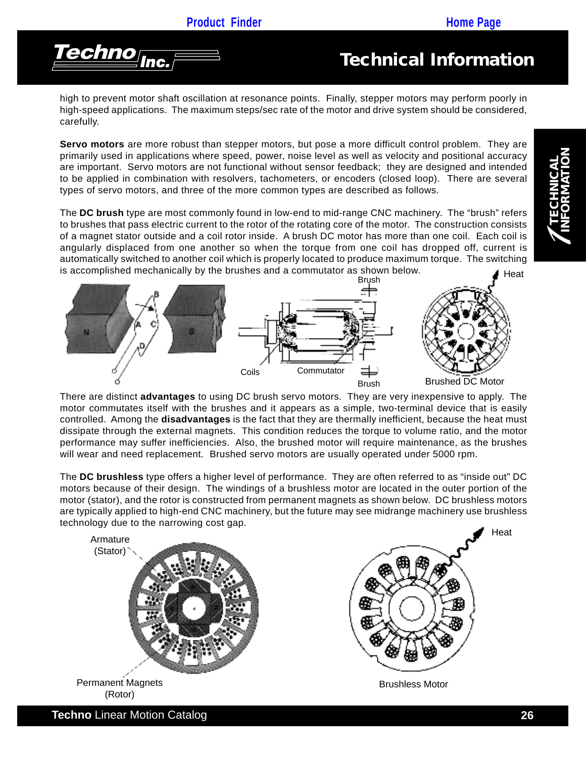high to prevent motor shaft oscillation at resonance points. Finally, stepper motors may perform poorly in high-speed applications. The maximum steps/sec rate of the motor and drive system should be considered, carefully.

**Servo motors** are more robust than stepper motors, but pose a more difficult control problem. They are primarily used in applications where speed, power, noise level as well as velocity and positional accuracy are important. Servo motors are not functional without sensor feedback; they are designed and intended to be applied in combination with resolvers, tachometers, or encoders (closed loop). There are several types of servo motors, and three of the more common types are described as follows.

The **DC brush** type are most commonly found in low-end to mid-range CNC machinery. The "brush" refers to brushes that pass electric current to the rotor of the rotating core of the motor. The construction consists of a magnet stator outside and a coil rotor inside. A brush DC motor has more than one coil. Each coil is angularly displaced from one another so when the torque from one coil has dropped off, current is automatically switched to another coil which is properly located to produce maximum torque. The switching is accomplished mechanically by the brushes and a commutator as shown below.

Brush, Coils, Commutator, Brush, Heat

Brushed DC Motor

There are distinct **advantages** to using DC brush servo motors. They are very inexpensive to apply. The motor commutates itself with the brushes and it appears as a simple, two-terminal device that is easily controlled. Among the **disadvantages** is the fact that they are thermally inefficient, because the heat must dissipate through the external magnets. This condition reduces the torque to volume ratio, and the motor performance may suffer inefficiencies. Also, the brushed motor will require maintenance, as the brushes will wear and need replacement. Brushed servo motors are usually operated under 5000 rpm.

The **DC brushless** type offers a higher level of performance. They are often referred to as "inside out" DC motors because of their design. The windings of a brushless motor are located in the outer portion of the motor (stator), and the rotor is constructed from permanent magnets as shown below. DC brushless motors are typically applied to high-end CNC machinery, but the future may see midrange machinery use brushless technology due to the narrowing cost gap.

Armature (Stator)

Permanent Magnets (Rotor)

Heat

Brushless Motor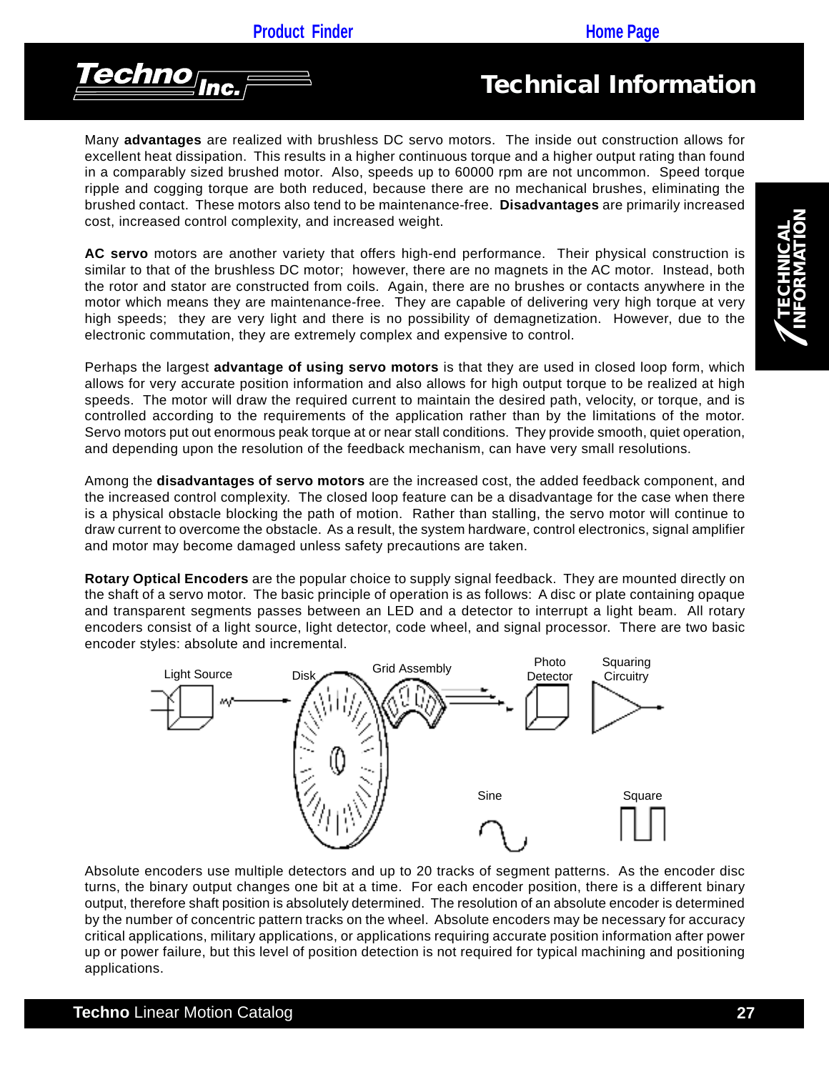Many **advantages** are realized with brushless DC servo motors. The inside out construction allows for excellent heat dissipation. This results in a higher continuous torque and a higher output rating than found in a comparably sized brushed motor. Also, speeds up to 60000 rpm are not uncommon. Speed torque ripple and cogging torque are both reduced, because there are no mechanical brushes, eliminating the brushed contact. These motors also tend to be maintenance-free. **Disadvantages** are primarily increased cost, increased control complexity, and increased weight.

**AC servo** motors are another variety that offers high-end performance. Their physical construction is similar to that of the brushless DC motor; however, there are no magnets in the AC motor. Instead, both the rotor and stator are constructed from coils. Again, there are no brushes or contacts anywhere in the motor which means they are maintenance-free. They are capable of delivering very high torque at very high speeds; they are very light and there is no possibility of demagnetization. However, due to the electronic commutation, they are extremely complex and expensive to control.

Perhaps the largest **advantage of using servo motors** is that they are used in closed loop form, which allows for very accurate position information and also allows for high output torque to be realized at high speeds. The motor will draw the required current to maintain the desired path, velocity, or torque, and is controlled according to the requirements of the application rather than by the limitations of the motor. Servo motors put out enormous peak torque at or near stall conditions. They provide smooth, quiet operation, and depending upon the resolution of the feedback mechanism, can have very small resolutions.

Among the **disadvantages of servo motors** are the increased cost, the added feedback component, and the increased control complexity. The closed loop feature can be a disadvantage for the case when there is a physical obstacle blocking the path of motion. Rather than stalling, the servo motor will continue to draw current to overcome the obstacle. As a result, the system hardware, control electronics, signal amplifier and motor may become damaged unless safety precautions are taken.

**Rotary Optical Encoders** are the popular choice to supply signal feedback. They are mounted directly on the shaft of a servo motor. The basic principle of operation is as follows: A disc or plate containing opaque and transparent segments passes between an LED and a detector to interrupt a light beam. All rotary encoders consist of a light source, light detector, code wheel, and signal processor. There are two basic encoder styles: absolute and incremental.

Light Source — Disk — Grid Assembly — Photo Detector — Squaring Circuitry

Sine — Square

Absolute encoders use multiple detectors and up to 20 tracks of segment patterns. As the encoder disc turns, the binary output changes one bit at a time. For each encoder position, there is a different binary output, therefore shaft position is absolutely determined. The resolution of an absolute encoder is determined by the number of concentric pattern tracks on the wheel. Absolute encoders may be necessary for accuracy critical applications, military applications, or applications requiring accurate position information after power up or power failure, but this level of position detection is not required for typical machining and positioning applications.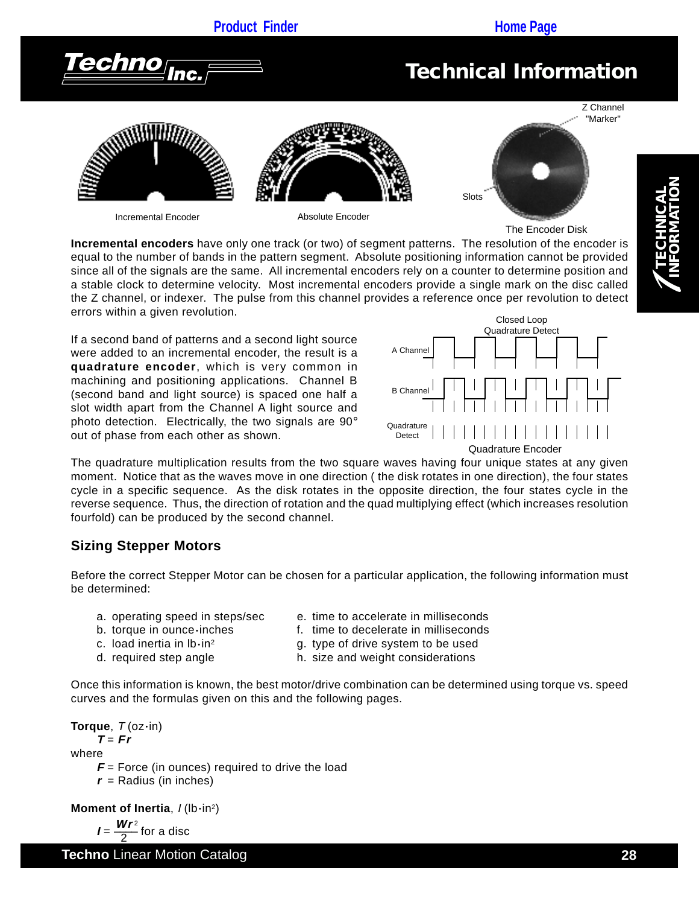# Technical Information

Incremental Encoder

Absolute Encoder

Z Channel "Marker"

Slots

The Encoder Disk

**Incremental encoders** have only one track (or two) of segment patterns. The resolution of the encoder is equal to the number of bands in the pattern segment. Absolute positioning information cannot be provided since all of the signals are the same. All incremental encoders rely on a counter to determine position and a stable clock to determine velocity. Most incremental encoders provide a single mark on the disc called the Z channel, or indexer. The pulse from this channel provides a reference once per revolution to detect errors within a given revolution.

If a second band of patterns and a second light source were added to an incremental encoder, the result is a **quadrature encoder**, which is very common in machining and positioning applications. Channel B (second band and light source) is spaced one half a slot width apart from the Channel A light source and photo detection. Electrically, the two signals are 90° out of phase from each other as shown.

Closed Loop Quadrature Detect

A Channel

B Channel

Quadrature Detect

Quadrature Encoder

The quadrature multiplication results from the two square waves having four unique states at any given moment. Notice that as the waves move in one direction ( the disk rotates in one direction), the four states cycle in a specific sequence. As the disk rotates in the opposite direction, the four states cycle in the reverse sequence. Thus, the direction of rotation and the quad multiplying effect (which increases resolution fourfold) can be produced by the second channel.

## Sizing Stepper Motors

Before the correct Stepper Motor can be chosen for a particular application, the following information must be determined:

a. operating speed in steps/sec
b. torque in ounce•inches
c. load inertia in lb•in$^2$
d. required step angle
e. time to accelerate in milliseconds
f. time to decelerate in milliseconds
g. type of drive system to be used
h. size and weight considerations

Once this information is known, the best motor/drive combination can be determined using torque vs. speed curves and the formulas given on this and the following pages.

**Torque**, $T$ (oz•in)

$$T = Fr$$

where

$F$ = Force (in ounces) required to drive the load

$r$ = Radius (in inches)

**Moment of Inertia**, $I$ (lb•in$^2$)

$$I = \frac{Wr^2}{2} \text{ for a disc}$$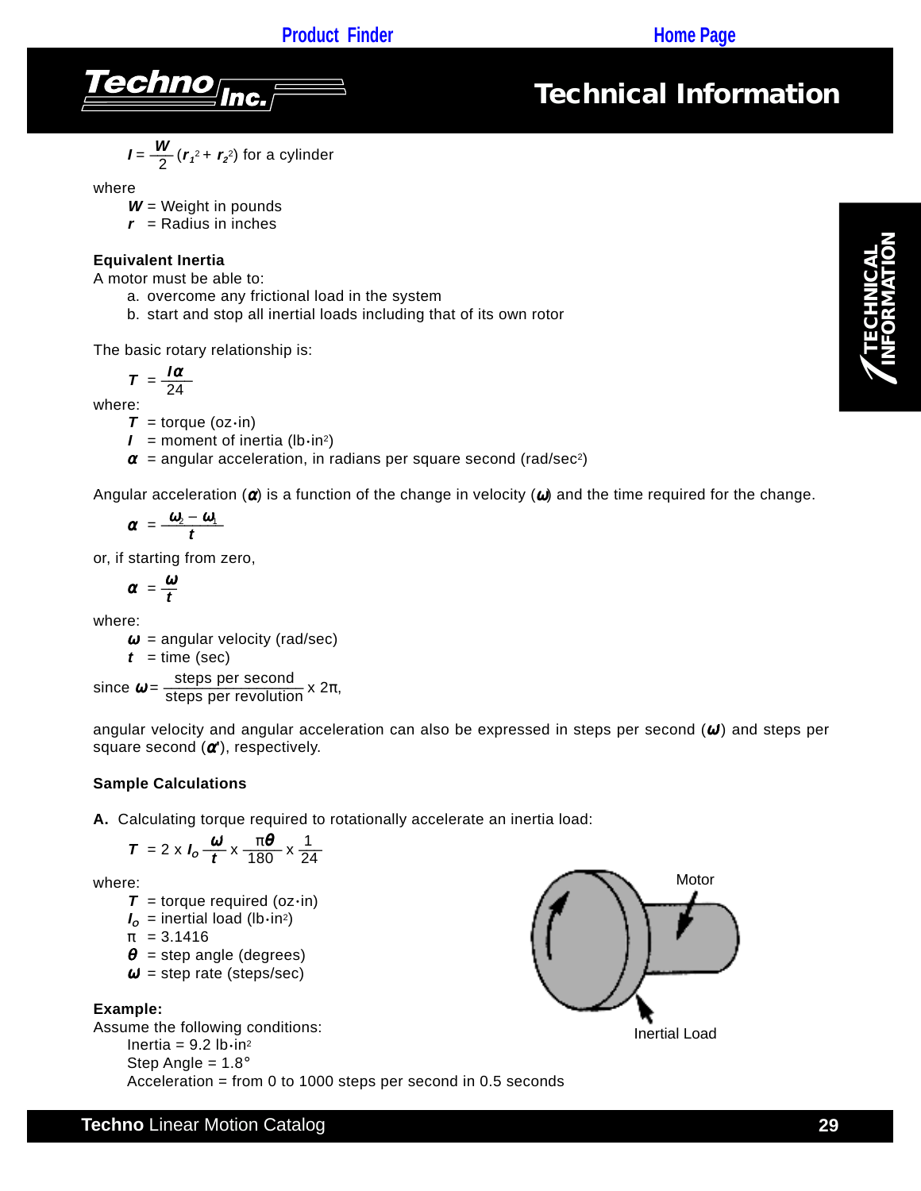$$I = \frac{W}{2}(r_1^2 + r_2^2) \text{ for a cylinder}$$

where

- $W$ = Weight in pounds
- $r$ = Radius in inches

**Equivalent Inertia**

A motor must be able to:

a. overcome any frictional load in the system
b. start and stop all inertial loads including that of its own rotor

The basic rotary relationship is:

$$T = \frac{I\alpha}{24}$$

where:

- $T$ = torque (oz·in)
- $I$ = moment of inertia (lb·in²)
- $\alpha$ = angular acceleration, in radians per square second (rad/sec²)

Angular acceleration ($\alpha$) is a function of the change in velocity ($\omega$) and the time required for the change.

$$\alpha = \frac{\omega_2 - \omega_1}{t}$$

or, if starting from zero,

$$\alpha = \frac{\omega}{t}$$

where:

- $\omega$ = angular velocity (rad/sec)
- $t$ = time (sec)

since $\omega = \frac{\text{steps per second}}{\text{steps per revolution}} \times 2\pi$,

angular velocity and angular acceleration can also be expressed in steps per second ($\omega$) and steps per square second ($\alpha'$), respectively.

**Sample Calculations**

**A.** Calculating torque required to rotationally accelerate an inertia load:

$$T = 2 \times I_o \frac{\omega}{t} \times \frac{\pi\theta}{180} \times \frac{1}{24}$$

where:

- $T$ = torque required (oz·in)
- $I_o$ = inertial load (lb·in²)
- $\pi$ = 3.1416
- $\theta$ = step angle (degrees)
- $\omega$ = step rate (steps/sec)

Motor

Inertial Load

**Example:**

Assume the following conditions:

Inertia = 9.2 lb·in²
Step Angle = 1.8°
Acceleration = from 0 to 1000 steps per second in 0.5 seconds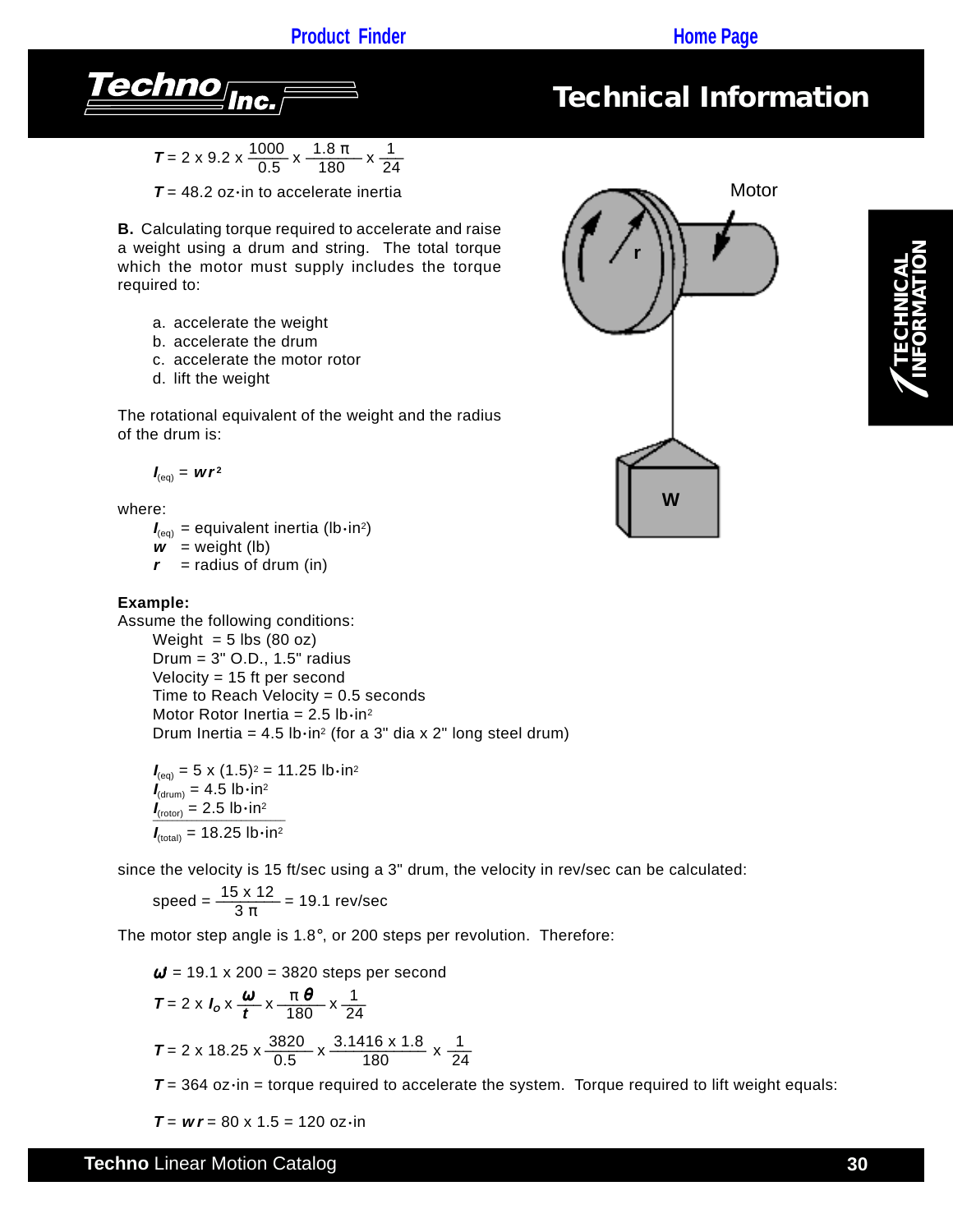$$T = 2 \times 9.2 \times \frac{1000}{0.5} \times \frac{1.8\,\pi}{180} \times \frac{1}{24}$$

$T$ = 48.2 oz·in to accelerate inertia

**B.** Calculating torque required to accelerate and raise a weight using a drum and string. The total torque which the motor must supply includes the torque required to:

a. accelerate the weight
b. accelerate the drum
c. accelerate the motor rotor
d. lift the weight

The rotational equivalent of the weight and the radius of the drum is:

$$I_{(eq)} = wr^2$$

where:

$I_{(eq)}$ = equivalent inertia (lb·in$^2$)
$w$ = weight (lb)
$r$ = radius of drum (in)

**Example:**

Assume the following conditions:

Weight = 5 lbs (80 oz)
Drum = 3" O.D., 1.5" radius
Velocity = 15 ft per second
Time to Reach Velocity = 0.5 seconds
Motor Rotor Inertia = 2.5 lb·in$^2$
Drum Inertia = 4.5 lb·in$^2$ (for a 3" dia x 2" long steel drum)

$I_{(eq)}$ = 5 x (1.5)$^2$ = 11.25 lb·in$^2$
$I_{(drum)}$ = 4.5 lb·in$^2$
$I_{(rotor)}$ = 2.5 lb·in$^2$

$I_{(total)}$ = 18.25 lb·in$^2$

since the velocity is 15 ft/sec using a 3" drum, the velocity in rev/sec can be calculated:

$$\text{speed} = \frac{15 \times 12}{3\,\pi} = 19.1 \text{ rev/sec}$$

The motor step angle is 1.8°, or 200 steps per revolution. Therefore:

$\omega$ = 19.1 x 200 = 3820 steps per second

$$T = 2 \times I_o \times \frac{\omega}{t} \times \frac{\pi\,\theta}{180} \times \frac{1}{24}$$

$$T = 2 \times 18.25 \times \frac{3820}{0.5} \times \frac{3.1416 \times 1.8}{180} \times \frac{1}{24}$$

$T$ = 364 oz·in = torque required to accelerate the system. Torque required to lift weight equals:

$T = wr$ = 80 x 1.5 = 120 oz·in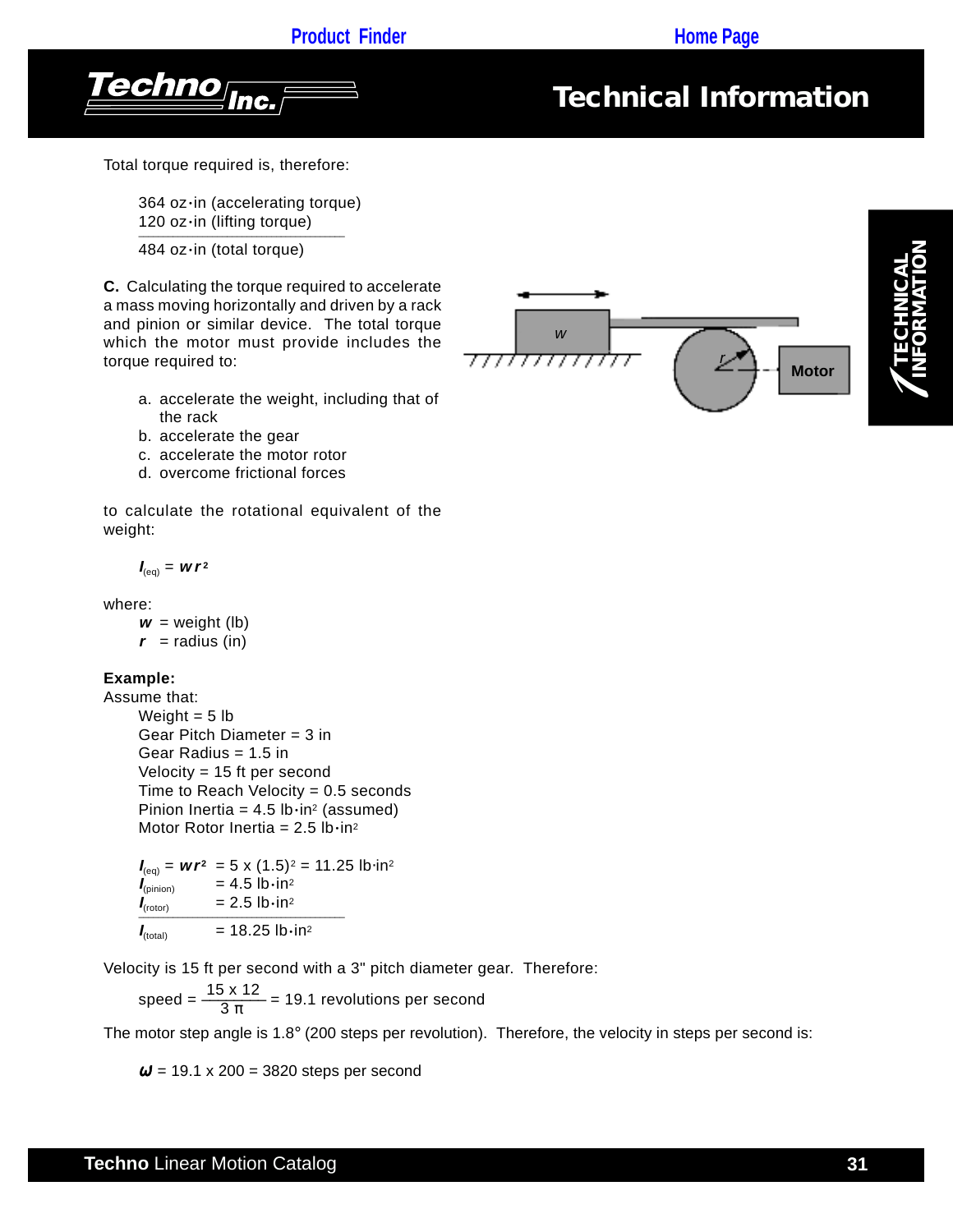Total torque required is, therefore:

364 oz·in (accelerating torque)
120 oz·in (lifting torque)

---

484 oz·in (total torque)

**C.** Calculating the torque required to accelerate a mass moving horizontally and driven by a rack and pinion or similar device. The total torque which the motor must provide includes the torque required to:

a. accelerate the weight, including that of the rack
b. accelerate the gear
c. accelerate the motor rotor
d. overcome frictional forces

to calculate the rotational equivalent of the weight:

$$I_{(eq)} = wr^2$$

where:

$w$ = weight (lb)
$r$ = radius (in)

**Example:**
Assume that:

Weight = 5 lb
Gear Pitch Diameter = 3 in
Gear Radius = 1.5 in
Velocity = 15 ft per second
Time to Reach Velocity = 0.5 seconds
Pinion Inertia = 4.5 lb·in² (assumed)
Motor Rotor Inertia = 2.5 lb·in²

$I_{(eq)} = wr^2 = 5 \times (1.5)^2 = 11.25$ lb·in²
$I_{(pinion)} = 4.5$ lb·in²
$I_{(rotor)} = 2.5$ lb·in²

---

$I_{(total)} = 18.25$ lb·in²

Velocity is 15 ft per second with a 3" pitch diameter gear. Therefore:

$$\text{speed} = \frac{15 \times 12}{3\,\pi} = 19.1 \text{ revolutions per second}$$

The motor step angle is 1.8° (200 steps per revolution). Therefore, the velocity in steps per second is:

$$\omega = 19.1 \times 200 = 3820 \text{ steps per second}$$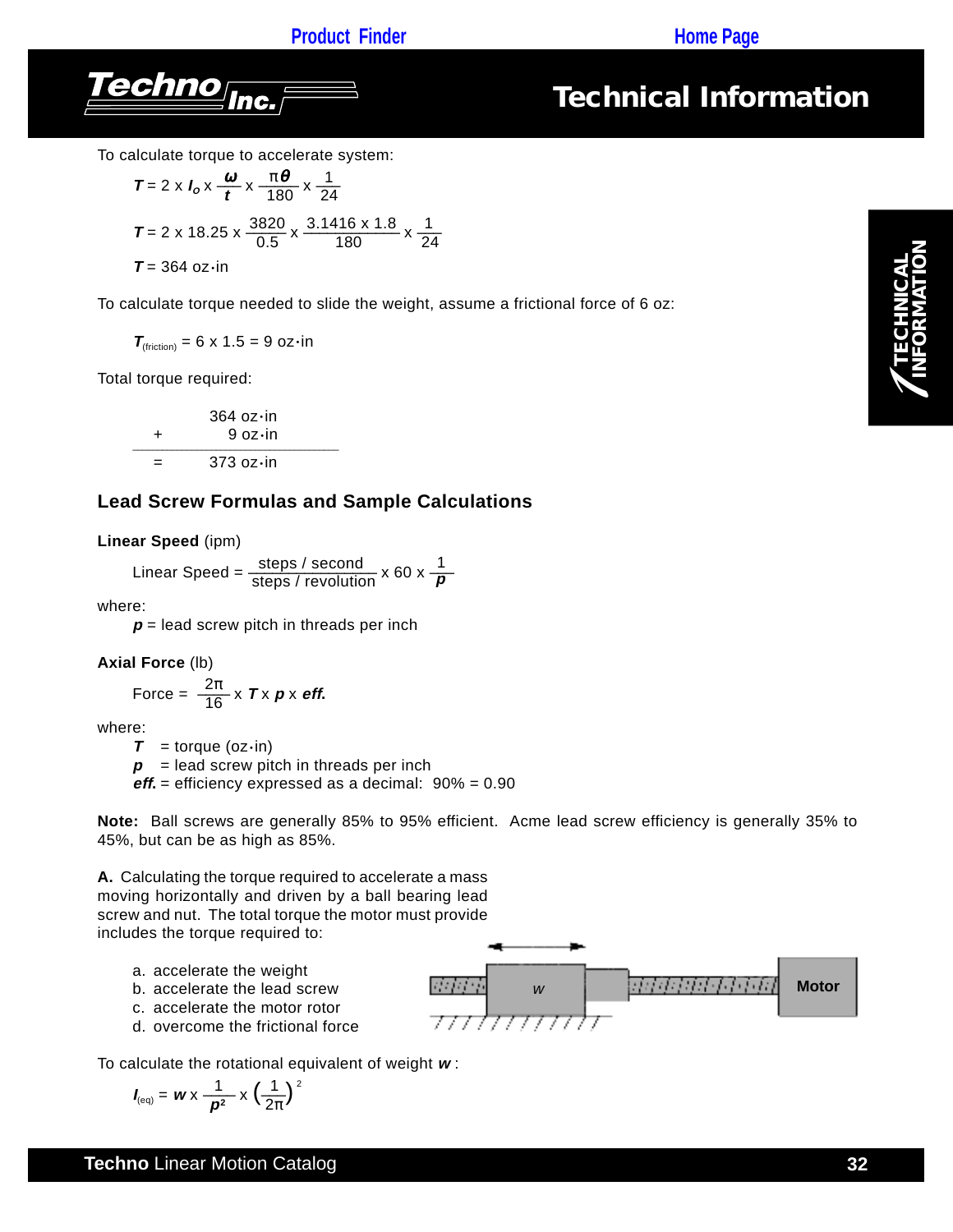To calculate torque to accelerate system:

$$T = 2 \times I_o \times \frac{\omega}{t} \times \frac{\pi\theta}{180} \times \frac{1}{24}$$

$$T = 2 \times 18.25 \times \frac{3820}{0.5} \times \frac{3.1416 \times 1.8}{180} \times \frac{1}{24}$$

$T$ = 364 oz·in

To calculate torque needed to slide the weight, assume a frictional force of 6 oz:

$T_{(friction)}$ = 6 x 1.5 = 9 oz·in

Total torque required:

| | |
|---|---|
| | 364 oz·in |
| + | 9 oz·in |
| = | 373 oz·in |

## Lead Screw Formulas and Sample Calculations

**Linear Speed** (ipm)

$$\text{Linear Speed} = \frac{\text{steps / second}}{\text{steps / revolution}} \times 60 \times \frac{1}{p}$$

where:

$p$ = lead screw pitch in threads per inch

**Axial Force** (lb)

$$\text{Force} = \frac{2\pi}{16} \times T \times p \times eff.$$

where:

$T$ = torque (oz·in)
$p$ = lead screw pitch in threads per inch
***eff.*** = efficiency expressed as a decimal: 90% = 0.90

**Note:** Ball screws are generally 85% to 95% efficient. Acme lead screw efficiency is generally 35% to 45%, but can be as high as 85%.

**A.** Calculating the torque required to accelerate a mass moving horizontally and driven by a ball bearing lead screw and nut. The total torque the motor must provide includes the torque required to:

a. accelerate the weight
b. accelerate the lead screw
c. accelerate the motor rotor
d. overcome the frictional force

w

Motor

To calculate the rotational equivalent of weight $w$:

$$I_{(eq)} = w \times \frac{1}{p^2} \times \left(\frac{1}{2\pi}\right)^2$$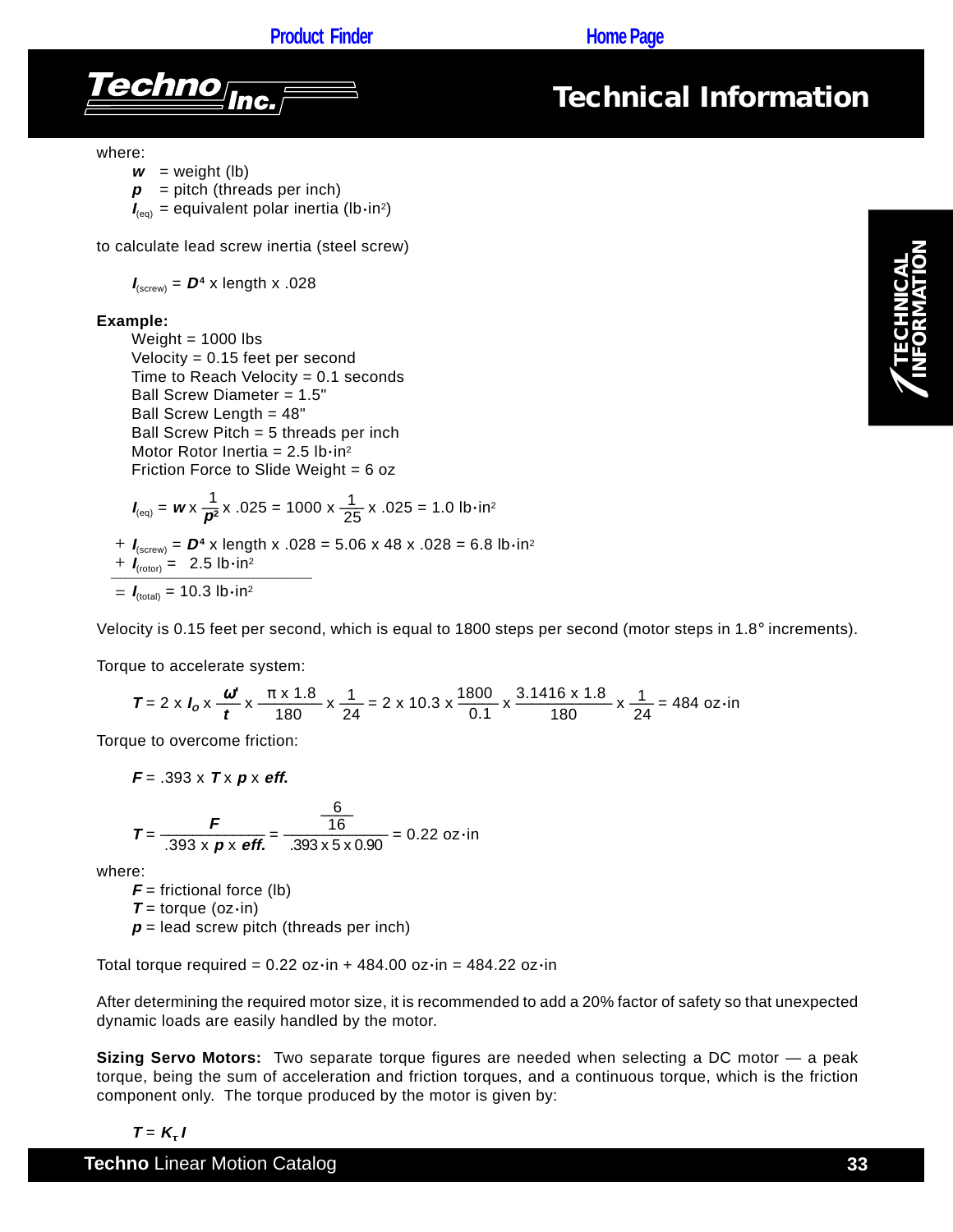where:

$w$ = weight (lb)
$p$ = pitch (threads per inch)
$I_{(eq)}$ = equivalent polar inertia (lb·in²)

to calculate lead screw inertia (steel screw)

$$I_{(screw)} = D^4 \times \text{length} \times .028$$

**Example:**

Weight = 1000 lbs
Velocity = 0.15 feet per second
Time to Reach Velocity = 0.1 seconds
Ball Screw Diameter = 1.5"
Ball Screw Length = 48"
Ball Screw Pitch = 5 threads per inch
Motor Rotor Inertia = 2.5 lb·in²
Friction Force to Slide Weight = 6 oz

$$I_{(eq)} = w \times \frac{1}{p^2} \times .025 = 1000 \times \frac{1}{25} \times .025 = 1.0 \text{ lb·in}^2$$

$$+\ I_{(screw)} = D^4 \times \text{length} \times .028 = 5.06 \times 48 \times .028 = 6.8 \text{ lb·in}^2$$

$$+\ I_{(rotor)} = 2.5 \text{ lb·in}^2$$

$$=\ I_{(total)} = 10.3 \text{ lb·in}^2$$

Velocity is 0.15 feet per second, which is equal to 1800 steps per second (motor steps in 1.8° increments).

Torque to accelerate system:

$$T = 2 \times I_o \times \frac{\omega'}{t} \times \frac{\pi \times 1.8}{180} \times \frac{1}{24} = 2 \times 10.3 \times \frac{1800}{0.1} \times \frac{3.1416 \times 1.8}{180} \times \frac{1}{24} = 484 \text{ oz·in}$$

Torque to overcome friction:

$$F = .393 \times T \times p \times eff.$$

$$T = \frac{F}{.393 \times p \times eff.} = \frac{\frac{6}{16}}{.393 \times 5 \times 0.90} = 0.22 \text{ oz·in}$$

where:

$F$ = frictional force (lb)
$T$ = torque (oz·in)
$p$ = lead screw pitch (threads per inch)

Total torque required = 0.22 oz·in + 484.00 oz·in = 484.22 oz·in

After determining the required motor size, it is recommended to add a 20% factor of safety so that unexpected dynamic loads are easily handled by the motor.

**Sizing Servo Motors:** Two separate torque figures are needed when selecting a DC motor — a peak torque, being the sum of acceleration and friction torques, and a continuous torque, which is the friction component only. The torque produced by the motor is given by:

$$T = K_\tau I$$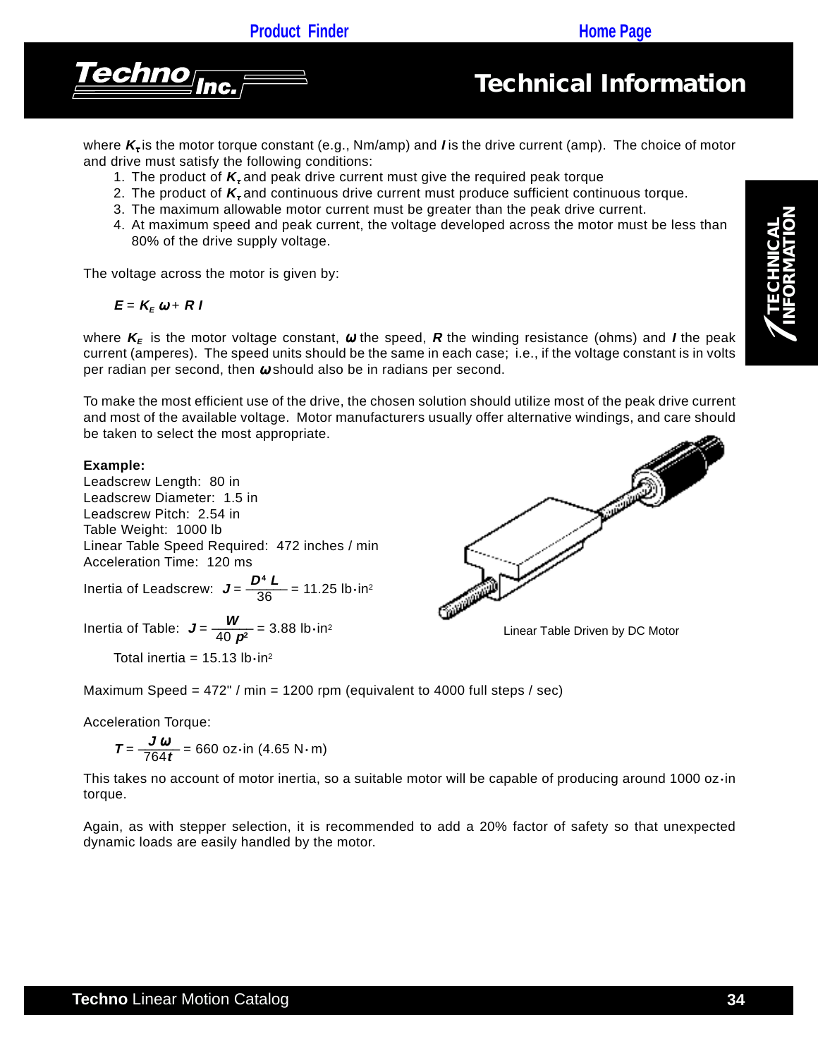where $K_T$ is the motor torque constant (e.g., Nm/amp) and $I$ is the drive current (amp). The choice of motor and drive must satisfy the following conditions:

1. The product of $K_T$ and peak drive current must give the required peak torque
2. The product of $K_T$ and continuous drive current must produce sufficient continuous torque.
3. The maximum allowable motor current must be greater than the peak drive current.
4. At maximum speed and peak current, the voltage developed across the motor must be less than 80% of the drive supply voltage.

The voltage across the motor is given by:

$$E = K_E\,\omega + R\,I$$

where $K_E$ is the motor voltage constant, $\omega$ the speed, $R$ the winding resistance (ohms) and $I$ the peak current (amperes). The speed units should be the same in each case; i.e., if the voltage constant is in volts per radian per second, then $\omega$ should also be in radians per second.

To make the most efficient use of the drive, the chosen solution should utilize most of the peak drive current and most of the available voltage. Motor manufacturers usually offer alternative windings, and care should be taken to select the most appropriate.

**Example:**

Leadscrew Length: 80 in
Leadscrew Diameter: 1.5 in
Leadscrew Pitch: 2.54 in
Table Weight: 1000 lb
Linear Table Speed Required: 472 inches / min
Acceleration Time: 120 ms

Inertia of Leadscrew: $J = \dfrac{D^4\,L}{36} = 11.25 \text{ lb}\cdot\text{in}^2$

Inertia of Table: $J = \dfrac{W}{40\,p^2} = 3.88 \text{ lb}\cdot\text{in}^2$

Total inertia = $15.13 \text{ lb}\cdot\text{in}^2$

Linear Table Driven by DC Motor

Maximum Speed = 472" / min = 1200 rpm (equivalent to 4000 full steps / sec)

Acceleration Torque:

$$T = \frac{J\,\omega}{764t} = 660 \text{ oz}\cdot\text{in } (4.65 \text{ N}\cdot\text{m})$$

This takes no account of motor inertia, so a suitable motor will be capable of producing around 1000 oz·in torque.

Again, as with stepper selection, it is recommended to add a 20% factor of safety so that unexpected dynamic loads are easily handled by the motor.